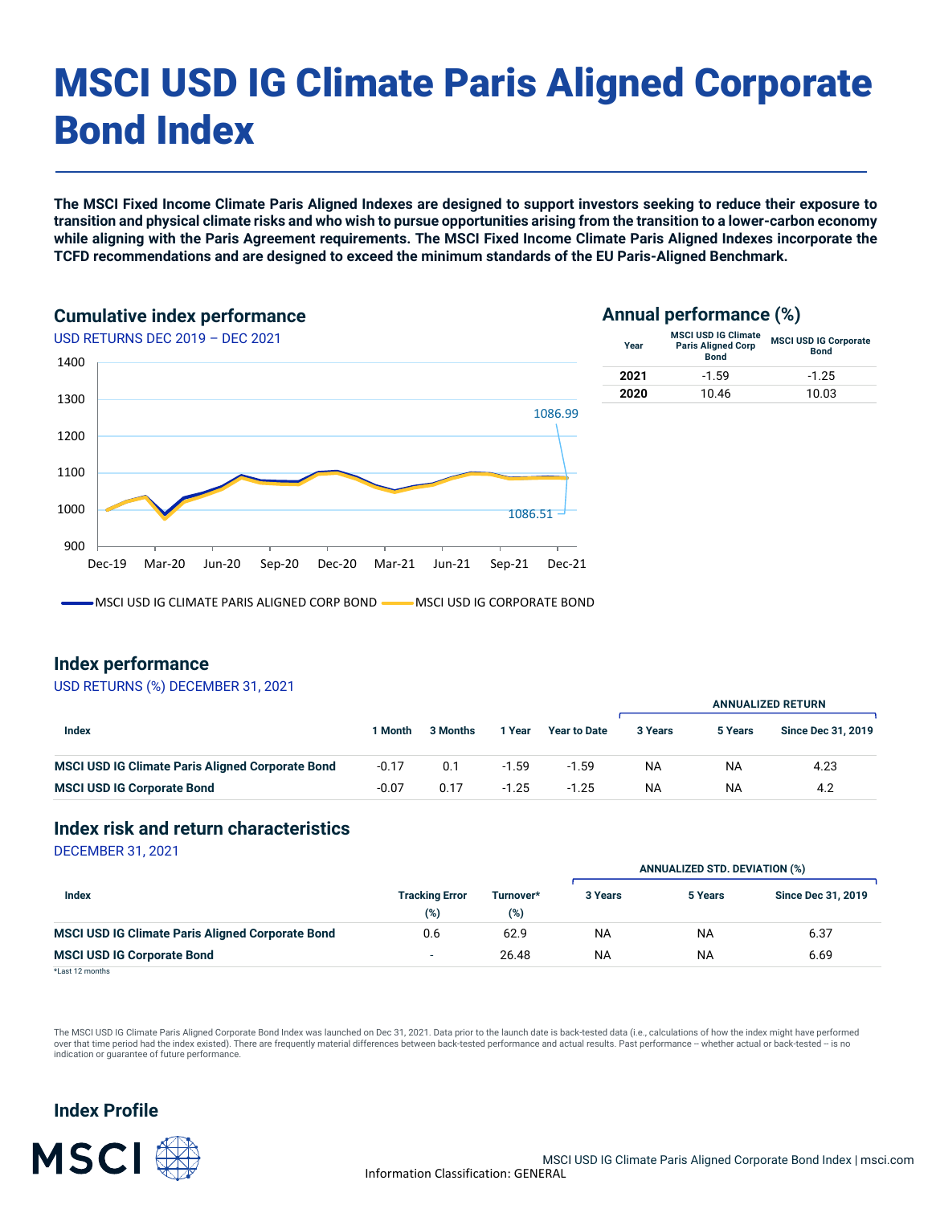# MSCI USD IG Climate Paris Aligned Corporate Bond Index

**The MSCI Fixed Income Climate Paris Aligned Indexes are designed to support investors seeking to reduce their exposure to transition and physical climate risks and who wish to pursue opportunities arising from the transition to a lower-carbon economy while aligning with the Paris Agreement requirements. The MSCI Fixed Income Climate Paris Aligned Indexes incorporate the TCFD recommendations and are designed to exceed the minimum standards of the EU Paris-Aligned Benchmark.**

## Cumulative index performance

USD RETURNS DEC 2019 – DEC 2021

Chart values: 1086.99 (MSCI USD IG Climate Paris Aligned Corp Bond), 1086.51 (MSCI USD IG Corporate Bond)

Legend: MSCI USD IG CLIMATE PARIS ALIGNED CORP BOND; MSCI USD IG CORPORATE BOND

## Annual performance (%)

| Year | MSCI USD IG Climate Paris Aligned Corp Bond | MSCI USD IG Corporate Bond |
|---|---|---|
| **2021** | -1.59 | -1.25 |
| **2020** | 10.46 | 10.03 |

## Index performance

USD RETURNS (%) DECEMBER 31, 2021

| Index | 1 Month | 3 Months | 1 Year | Year to Date | ANNUALIZED RETURN | | |
|---|---|---|---|---|---|---|---|
| | | | | | 3 Years | 5 Years | Since Dec 31, 2019 |
| **MSCI USD IG Climate Paris Aligned Corporate Bond** | -0.17 | 0.1 | -1.59 | -1.59 | NA | NA | 4.23 |
| **MSCI USD IG Corporate Bond** | -0.07 | 0.17 | -1.25 | -1.25 | NA | NA | 4.2 |

## Index risk and return characteristics

DECEMBER 31, 2021

| Index | Tracking Error (%) | Turnover* (%) | ANNUALIZED STD. DEVIATION (%) | | |
|---|---|---|---|---|---|
| | | | 3 Years | 5 Years | Since Dec 31, 2019 |
| **MSCI USD IG Climate Paris Aligned Corporate Bond** | 0.6 | 62.9 | NA | NA | 6.37 |
| **MSCI USD IG Corporate Bond** | - | 26.48 | NA | NA | 6.69 |

*Last 12 months

The MSCI USD IG Climate Paris Aligned Corporate Bond Index was launched on Dec 31, 2021. Data prior to the launch date is back-tested data (i.e., calculations of how the index might have performed over that time period had the index existed). There are frequently material differences between back-tested performance and actual results. Past performance -- whether actual or back-tested -- is no indication or guarantee of future performance.

## Index Profile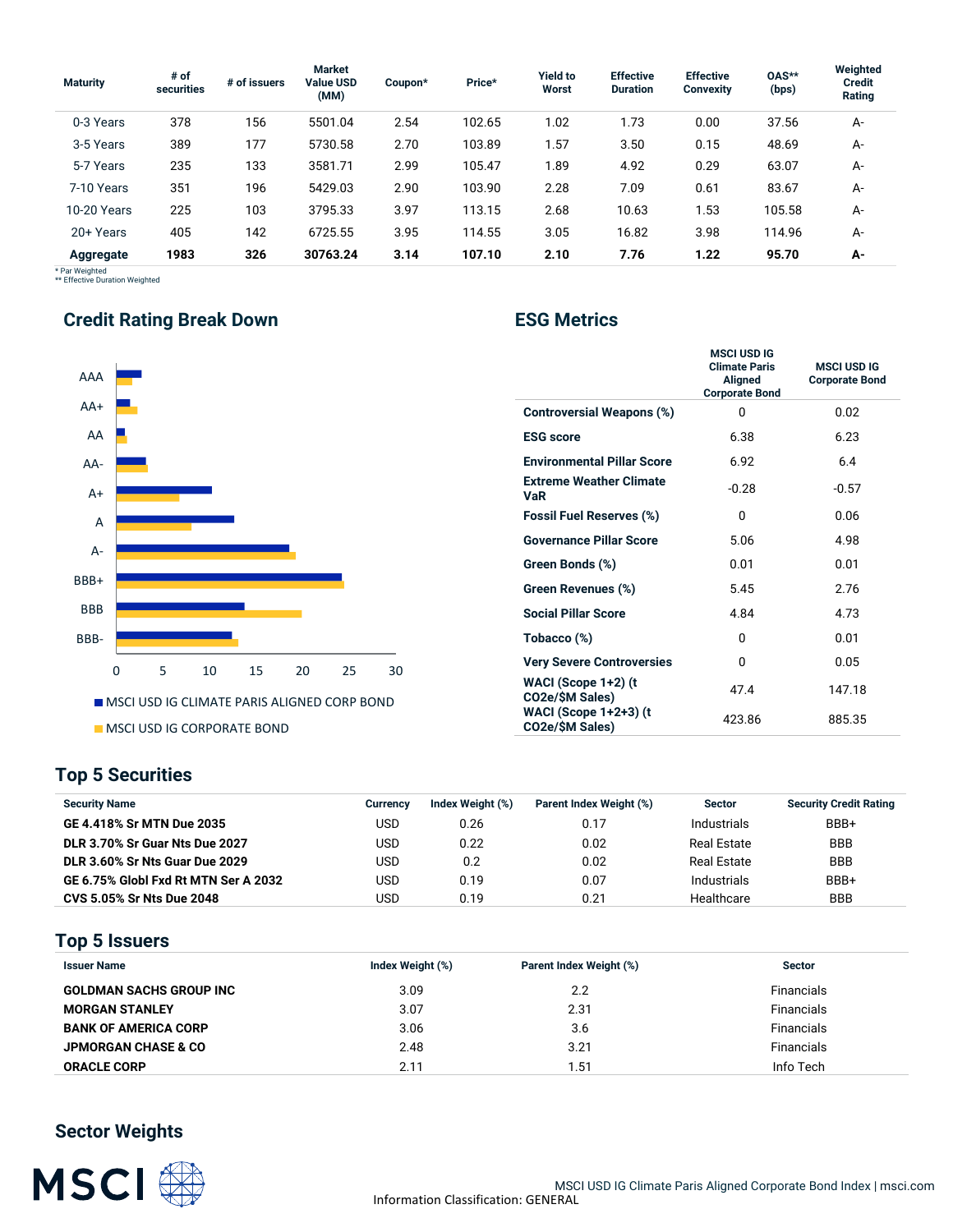| Maturity | # of securities | # of issuers | Market Value USD (MM) | Coupon* | Price* | Yield to Worst | Effective Duration | Effective Convexity | OAS** (bps) | Weighted Credit Rating |
|---|---|---|---|---|---|---|---|---|---|---|
| 0-3 Years | 378 | 156 | 5501.04 | 2.54 | 102.65 | 1.02 | 1.73 | 0.00 | 37.56 | A- |
| 3-5 Years | 389 | 177 | 5730.58 | 2.70 | 103.89 | 1.57 | 3.50 | 0.15 | 48.69 | A- |
| 5-7 Years | 235 | 133 | 3581.71 | 2.99 | 105.47 | 1.89 | 4.92 | 0.29 | 63.07 | A- |
| 7-10 Years | 351 | 196 | 5429.03 | 2.90 | 103.90 | 2.28 | 7.09 | 0.61 | 83.67 | A- |
| 10-20 Years | 225 | 103 | 3795.33 | 3.97 | 113.15 | 2.68 | 10.63 | 1.53 | 105.58 | A- |
| 20+ Years | 405 | 142 | 6725.55 | 3.95 | 114.55 | 3.05 | 16.82 | 3.98 | 114.96 | A- |
| **Aggregate** | **1983** | **326** | **30763.24** | **3.14** | **107.10** | **2.10** | **7.76** | **1.22** | **95.70** | **A-** |

\* Par Weighted
\** Effective Duration Weighted

## Credit Rating Break Down

(Bar chart: MSCI USD IG CLIMATE PARIS ALIGNED CORP BOND vs. MSCI USD IG CORPORATE BOND; ratings AAA, AA+, AA, AA-, A+, A, A-, BBB+, BBB, BBB-; x-axis 0–30)

## ESG Metrics

| | MSCI USD IG Climate Paris Aligned Corporate Bond | MSCI USD IG Corporate Bond |
|---|---|---|
| **Controversial Weapons (%)** | 0 | 0.02 |
| **ESG score** | 6.38 | 6.23 |
| **Environmental Pillar Score** | 6.92 | 6.4 |
| **Extreme Weather Climate VaR** | -0.28 | -0.57 |
| **Fossil Fuel Reserves (%)** | 0 | 0.06 |
| **Governance Pillar Score** | 5.06 | 4.98 |
| **Green Bonds (%)** | 0.01 | 0.01 |
| **Green Revenues (%)** | 5.45 | 2.76 |
| **Social Pillar Score** | 4.84 | 4.73 |
| **Tobacco (%)** | 0 | 0.01 |
| **Very Severe Controversies** | 0 | 0.05 |
| **WACI (Scope 1+2) (t CO2e/$M Sales)** | 47.4 | 147.18 |
| **WACI (Scope 1+2+3) (t CO2e/$M Sales)** | 423.86 | 885.35 |

## Top 5 Securities

| Security Name | Currency | Index Weight (%) | Parent Index Weight (%) | Sector | Security Credit Rating |
|---|---|---|---|---|---|
| **GE 4.418% Sr MTN Due 2035** | USD | 0.26 | 0.17 | Industrials | BBB+ |
| **DLR 3.70% Sr Guar Nts Due 2027** | USD | 0.22 | 0.02 | Real Estate | BBB |
| **DLR 3.60% Sr Nts Guar Due 2029** | USD | 0.2 | 0.02 | Real Estate | BBB |
| **GE 6.75% Globl Fxd Rt MTN Ser A 2032** | USD | 0.19 | 0.07 | Industrials | BBB+ |
| **CVS 5.05% Sr Nts Due 2048** | USD | 0.19 | 0.21 | Healthcare | BBB |

## Top 5 Issuers

| Issuer Name | Index Weight (%) | Parent Index Weight (%) | Sector |
|---|---|---|---|
| **GOLDMAN SACHS GROUP INC** | 3.09 | 2.2 | Financials |
| **MORGAN STANLEY** | 3.07 | 2.31 | Financials |
| **BANK OF AMERICA CORP** | 3.06 | 3.6 | Financials |
| **JPMORGAN CHASE & CO** | 2.48 | 3.21 | Financials |
| **ORACLE CORP** | 2.11 | 1.51 | Info Tech |

## Sector Weights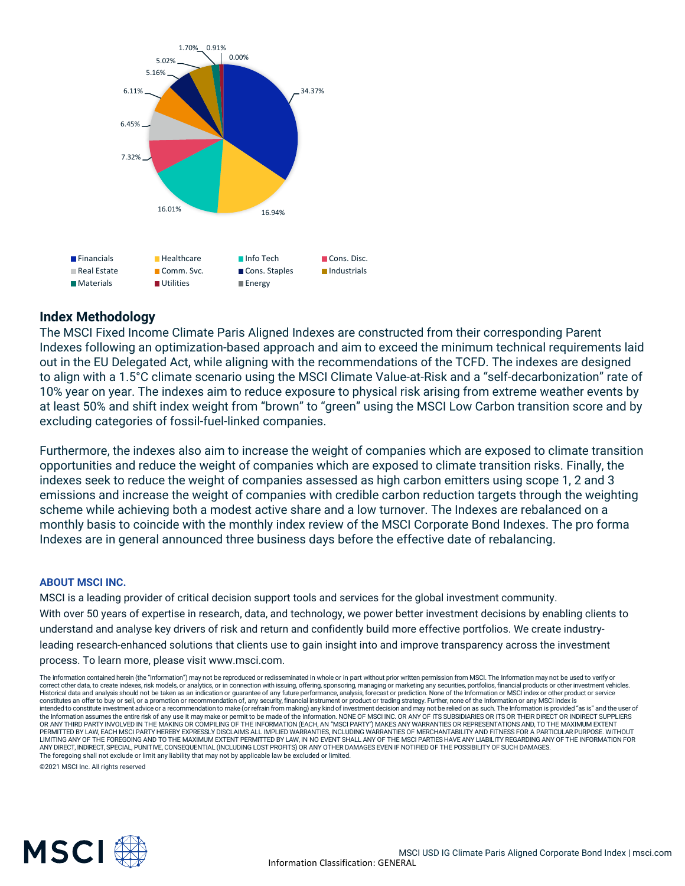34.37%
16.94%
16.01%
7.32%
6.45%
6.11%
5.16%
5.02%
1.70%
0.91%
0.00%

Financials
Healthcare
Info Tech
Cons. Disc.
Real Estate
Comm. Svc.
Cons. Staples
Industrials
Materials
Utilities
Energy

## Index Methodology

The MSCI Fixed Income Climate Paris Aligned Indexes are constructed from their corresponding Parent Indexes following an optimization-based approach and aim to exceed the minimum technical requirements laid out in the EU Delegated Act, while aligning with the recommendations of the TCFD. The indexes are designed to align with a 1.5°C climate scenario using the MSCI Climate Value-at-Risk and a "self-decarbonization" rate of 10% year on year. The indexes aim to reduce exposure to physical risk arising from extreme weather events by at least 50% and shift index weight from "brown" to "green" using the MSCI Low Carbon transition score and by excluding categories of fossil-fuel-linked companies.

Furthermore, the indexes also aim to increase the weight of companies which are exposed to climate transition opportunities and reduce the weight of companies which are exposed to climate transition risks. Finally, the indexes seek to reduce the weight of companies assessed as high carbon emitters using scope 1, 2 and 3 emissions and increase the weight of companies with credible carbon reduction targets through the weighting scheme while achieving both a modest active share and a low turnover. The Indexes are rebalanced on a monthly basis to coincide with the monthly index review of the MSCI Corporate Bond Indexes. The pro forma Indexes are in general announced three business days before the effective date of rebalancing.

### ABOUT MSCI INC.

MSCI is a leading provider of critical decision support tools and services for the global investment community. With over 50 years of expertise in research, data, and technology, we power better investment decisions by enabling clients to understand and analyse key drivers of risk and return and confidently build more effective portfolios. We create industry-leading research-enhanced solutions that clients use to gain insight into and improve transparency across the investment process. To learn more, please visit www.msci.com.

The information contained herein (the "Information") may not be reproduced or redisseminated in whole or in part without prior written permission from MSCI. The Information may not be used to verify or correct other data, to create indexes, risk models, or analytics, or in connection with issuing, offering, sponsoring, managing or marketing any securities, portfolios, financial products or other investment vehicles. Historical data and analysis should not be taken as an indication or guarantee of any future performance, analysis, forecast or prediction. None of the Information or MSCI index or other product or service constitutes an offer to buy or sell, or a promotion or recommendation of, any security, financial instrument or product or trading strategy. Further, none of the Information or any MSCI index is intended to constitute investment advice or a recommendation to make (or refrain from making) any kind of investment decision and may not be relied on as such. The Information is provided "as is" and the user of the Information assumes the entire risk of any use it may make or permit to be made of the Information. NONE OF MSCI INC. OR ANY OF ITS SUBSIDIARIES OR ITS OR THEIR DIRECT OR INDIRECT SUPPLIERS OR ANY THIRD PARTY INVOLVED IN THE MAKING OR COMPILING OF THE INFORMATION (EACH, AN "MSCI PARTY") MAKES ANY WARRANTIES OR REPRESENTATIONS AND, TO THE MAXIMUM EXTENT PERMITTED BY LAW, EACH MSCI PARTY HEREBY EXPRESSLY DISCLAIMS ALL IMPLIED WARRANTIES, INCLUDING WARRANTIES OF MERCHANTABILITY AND FITNESS FOR A PARTICULAR PURPOSE. WITHOUT LIMITING ANY OF THE FOREGOING AND TO THE MAXIMUM EXTENT PERMITTED BY LAW, IN NO EVENT SHALL ANY OF THE MSCI PARTIES HAVE ANY LIABILITY REGARDING ANY OF THE INFORMATION FOR ANY DIRECT, INDIRECT, SPECIAL, PUNITIVE, CONSEQUENTIAL (INCLUDING LOST PROFITS) OR ANY OTHER DAMAGES EVEN IF NOTIFIED OF THE POSSIBILITY OF SUCH DAMAGES. The foregoing shall not exclude or limit any liability that may not by applicable law be excluded or limited.

©2021 MSCI Inc. All rights reserved